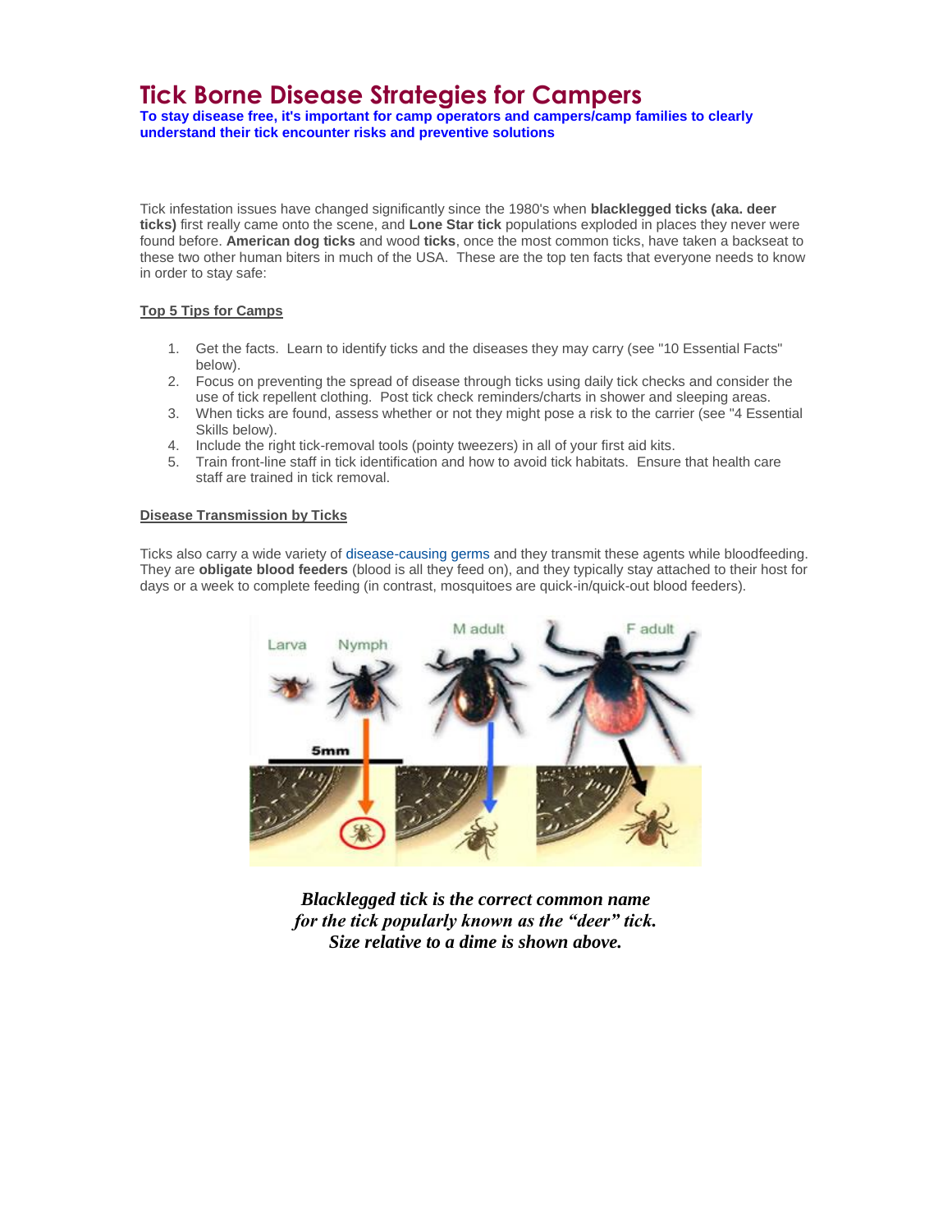# Tick Borne Disease Strategies for Campers

**To stay disease free, it's important for camp operators and campers/camp families to clearly understand their tick encounter risks and preventive solutions**

Tick infestation issues have changed significantly since the 1980's when **blacklegged ticks (aka. deer ticks)** first really came onto the scene, and **Lone Star tick** populations exploded in places they never were found before. **American dog ticks** and wood **ticks**, once the most common ticks, have taken a backseat to these two other human biters in much of the USA. These are the top ten facts that everyone needs to know in order to stay safe:

## Top 5 Tips for Camps

1. Get the facts. Learn to identify ticks and the diseases they may carry (see "10 Essential Facts" below).
2. Focus on preventing the spread of disease through ticks using daily tick checks and consider the use of tick repellent clothing. Post tick check reminders/charts in shower and sleeping areas.
3. When ticks are found, assess whether or not they might pose a risk to the carrier (see "4 Essential Skills below).
4. Include the right tick-removal tools (pointy tweezers) in all of your first aid kits.
5. Train front-line staff in tick identification and how to avoid tick habitats. Ensure that health care staff are trained in tick removal.

## Disease Transmission by Ticks

Ticks also carry a wide variety of disease-causing germs and they transmit these agents while bloodfeeding. They are **obligate blood feeders** (blood is all they feed on), and they typically stay attached to their host for days or a week to complete feeding (in contrast, mosquitoes are quick-in/quick-out blood feeders).

***Blacklegged tick is the correct common name for the tick popularly known as the "deer" tick. Size relative to a dime is shown above.***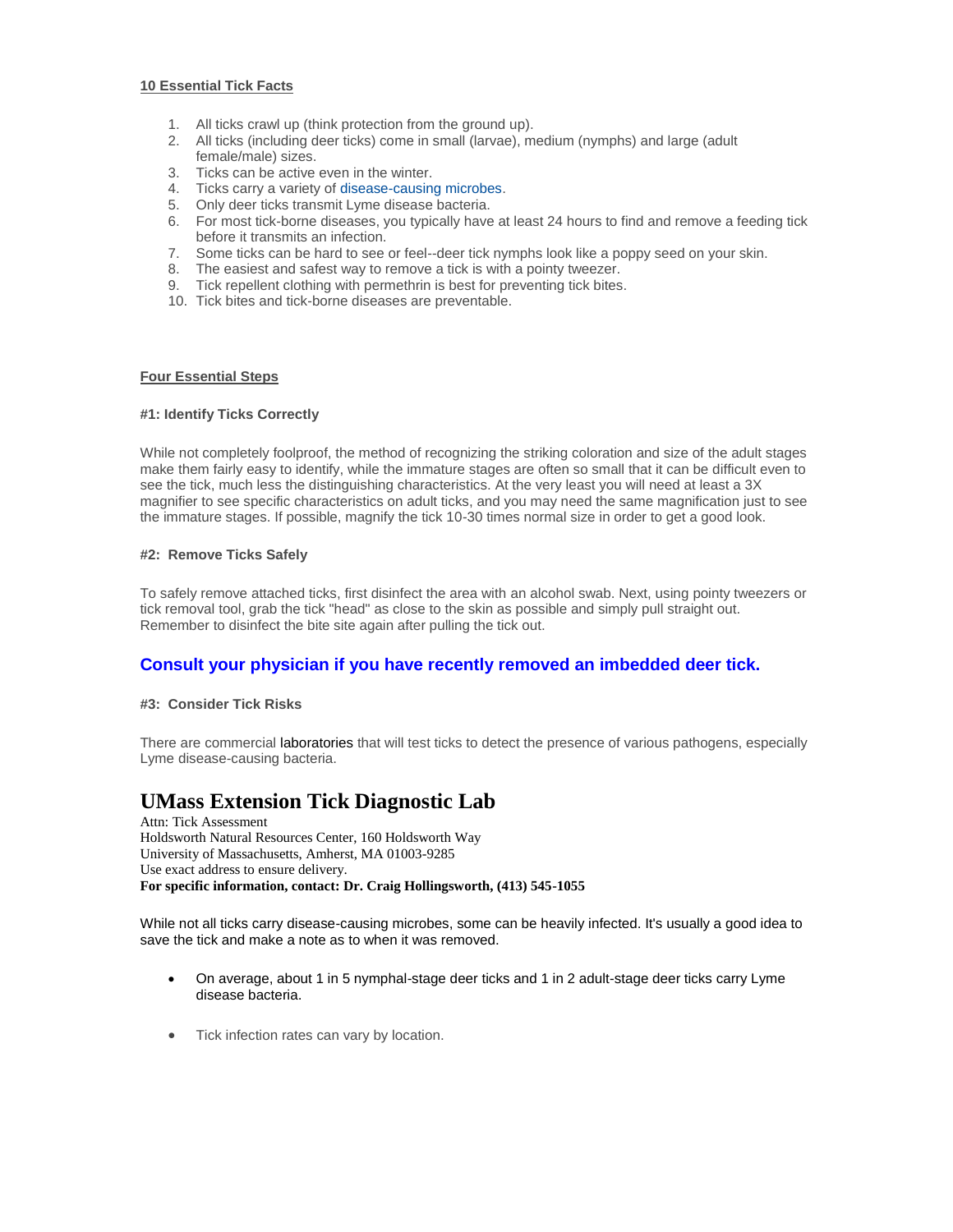**10 Essential Tick Facts**

1. All ticks crawl up (think protection from the ground up).
2. All ticks (including deer ticks) come in small (larvae), medium (nymphs) and large (adult female/male) sizes.
3. Ticks can be active even in the winter.
4. Ticks carry a variety of disease-causing microbes.
5. Only deer ticks transmit Lyme disease bacteria.
6. For most tick-borne diseases, you typically have at least 24 hours to find and remove a feeding tick before it transmits an infection.
7. Some ticks can be hard to see or feel--deer tick nymphs look like a poppy seed on your skin.
8. The easiest and safest way to remove a tick is with a pointy tweezer.
9. Tick repellent clothing with permethrin is best for preventing tick bites.
10. Tick bites and tick-borne diseases are preventable.

**Four Essential Steps**

**#1: Identify Ticks Correctly**

While not completely foolproof, the method of recognizing the striking coloration and size of the adult stages make them fairly easy to identify, while the immature stages are often so small that it can be difficult even to see the tick, much less the distinguishing characteristics. At the very least you will need at least a 3X magnifier to see specific characteristics on adult ticks, and you may need the same magnification just to see the immature stages. If possible, magnify the tick 10-30 times normal size in order to get a good look.

**#2: Remove Ticks Safely**

To safely remove attached ticks, first disinfect the area with an alcohol swab. Next, using pointy tweezers or tick removal tool, grab the tick "head" as close to the skin as possible and simply pull straight out. Remember to disinfect the bite site again after pulling the tick out.

**Consult your physician if you have recently removed an imbedded deer tick.**

**#3: Consider Tick Risks**

There are commercial laboratories that will test ticks to detect the presence of various pathogens, especially Lyme disease-causing bacteria.

## UMass Extension Tick Diagnostic Lab

Attn: Tick Assessment
Holdsworth Natural Resources Center, 160 Holdsworth Way
University of Massachusetts, Amherst, MA 01003-9285
Use exact address to ensure delivery.
**For specific information, contact: Dr. Craig Hollingsworth, (413) 545-1055**

While not all ticks carry disease-causing microbes, some can be heavily infected. It's usually a good idea to save the tick and make a note as to when it was removed.

- On average, about 1 in 5 nymphal-stage deer ticks and 1 in 2 adult-stage deer ticks carry Lyme disease bacteria.
- Tick infection rates can vary by location.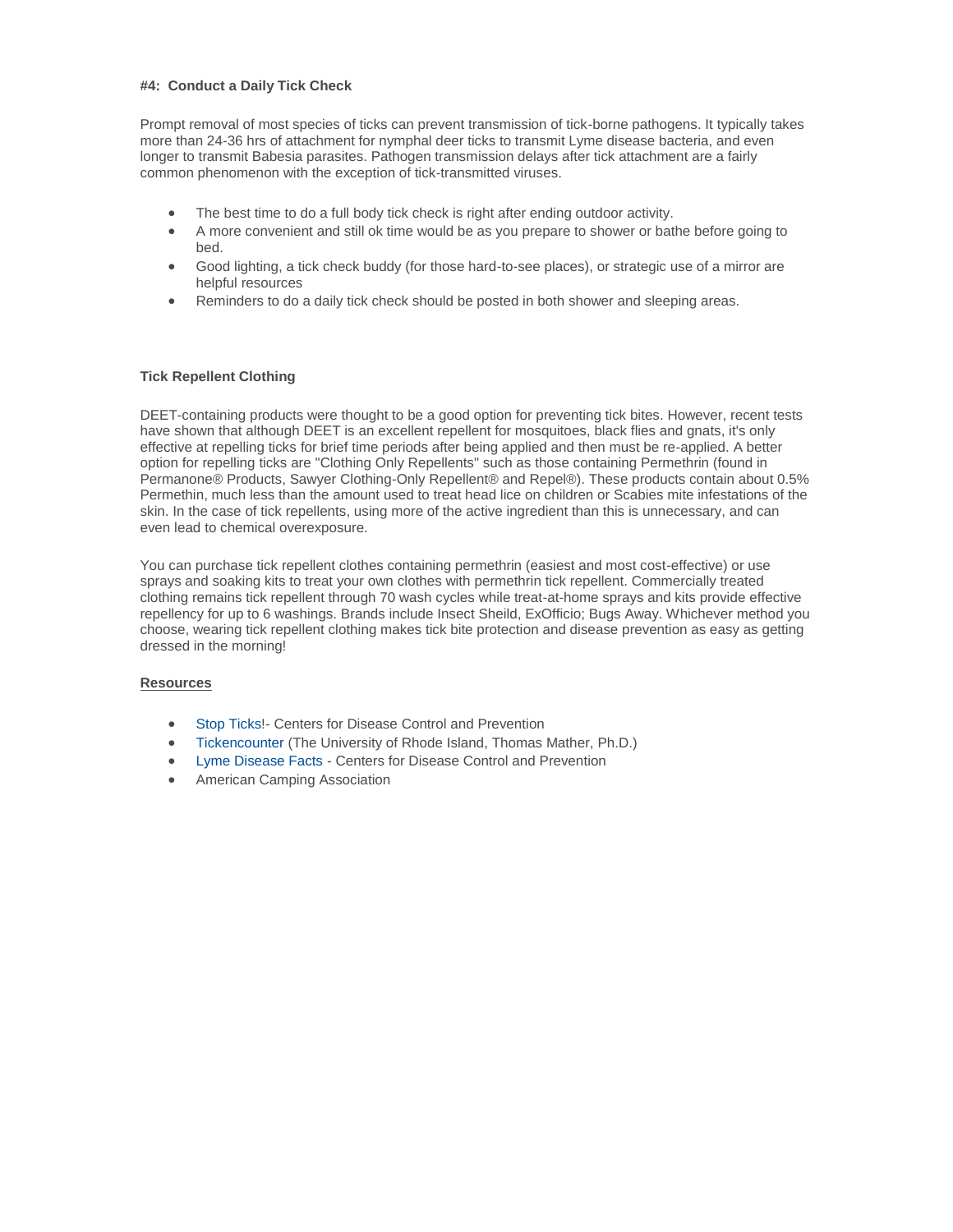**#4: Conduct a Daily Tick Check**

Prompt removal of most species of ticks can prevent transmission of tick-borne pathogens. It typically takes more than 24-36 hrs of attachment for nymphal deer ticks to transmit Lyme disease bacteria, and even longer to transmit Babesia parasites. Pathogen transmission delays after tick attachment are a fairly common phenomenon with the exception of tick-transmitted viruses.

- The best time to do a full body tick check is right after ending outdoor activity.
- A more convenient and still ok time would be as you prepare to shower or bathe before going to bed.
- Good lighting, a tick check buddy (for those hard-to-see places), or strategic use of a mirror are helpful resources
- Reminders to do a daily tick check should be posted in both shower and sleeping areas.

**Tick Repellent Clothing**

DEET-containing products were thought to be a good option for preventing tick bites. However, recent tests have shown that although DEET is an excellent repellent for mosquitoes, black flies and gnats, it's only effective at repelling ticks for brief time periods after being applied and then must be re-applied. A better option for repelling ticks are "Clothing Only Repellents" such as those containing Permethrin (found in Permanone® Products, Sawyer Clothing-Only Repellent® and Repel®). These products contain about 0.5% Permethin, much less than the amount used to treat head lice on children or Scabies mite infestations of the skin. In the case of tick repellents, using more of the active ingredient than this is unnecessary, and can even lead to chemical overexposure.

You can purchase tick repellent clothes containing permethrin (easiest and most cost-effective) or use sprays and soaking kits to treat your own clothes with permethrin tick repellent. Commercially treated clothing remains tick repellent through 70 wash cycles while treat-at-home sprays and kits provide effective repellency for up to 6 washings. Brands include Insect Sheild, ExOfficio; Bugs Away. Whichever method you choose, wearing tick repellent clothing makes tick bite protection and disease prevention as easy as getting dressed in the morning!

**Resources**

- Stop Ticks!- Centers for Disease Control and Prevention
- Tickencounter (The University of Rhode Island, Thomas Mather, Ph.D.)
- Lyme Disease Facts - Centers for Disease Control and Prevention
- American Camping Association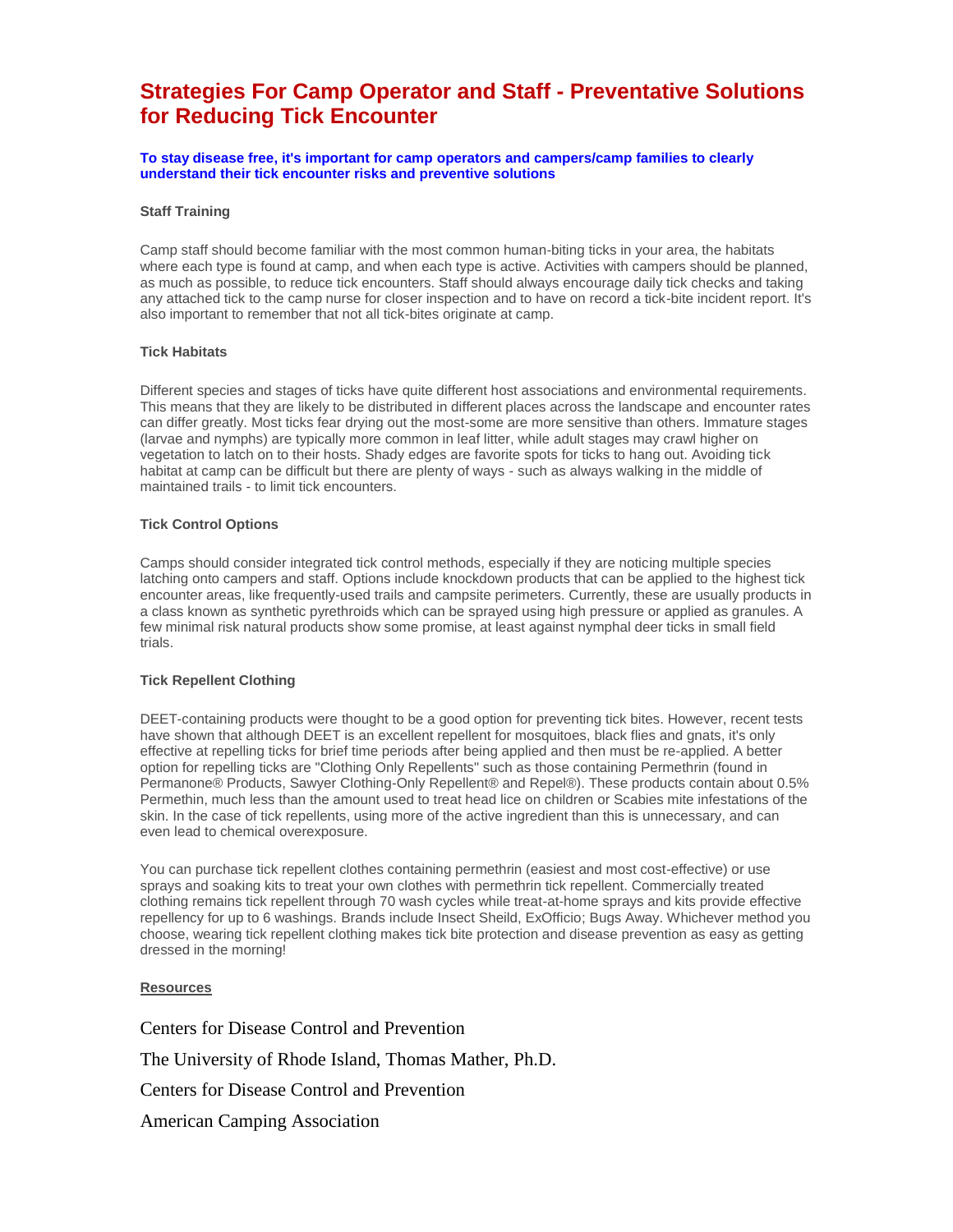# Strategies For Camp Operator and Staff - Preventative Solutions for Reducing Tick Encounter

**To stay disease free, it's important for camp operators and campers/camp families to clearly understand their tick encounter risks and preventive solutions**

**Staff Training**

Camp staff should become familiar with the most common human-biting ticks in your area, the habitats where each type is found at camp, and when each type is active. Activities with campers should be planned, as much as possible, to reduce tick encounters. Staff should always encourage daily tick checks and taking any attached tick to the camp nurse for closer inspection and to have on record a tick-bite incident report. It's also important to remember that not all tick-bites originate at camp.

**Tick Habitats**

Different species and stages of ticks have quite different host associations and environmental requirements. This means that they are likely to be distributed in different places across the landscape and encounter rates can differ greatly. Most ticks fear drying out the most-some are more sensitive than others. Immature stages (larvae and nymphs) are typically more common in leaf litter, while adult stages may crawl higher on vegetation to latch on to their hosts. Shady edges are favorite spots for ticks to hang out. Avoiding tick habitat at camp can be difficult but there are plenty of ways - such as always walking in the middle of maintained trails - to limit tick encounters.

**Tick Control Options**

Camps should consider integrated tick control methods, especially if they are noticing multiple species latching onto campers and staff. Options include knockdown products that can be applied to the highest tick encounter areas, like frequently-used trails and campsite perimeters. Currently, these are usually products in a class known as synthetic pyrethroids which can be sprayed using high pressure or applied as granules. A few minimal risk natural products show some promise, at least against nymphal deer ticks in small field trials.

**Tick Repellent Clothing**

DEET-containing products were thought to be a good option for preventing tick bites. However, recent tests have shown that although DEET is an excellent repellent for mosquitoes, black flies and gnats, it's only effective at repelling ticks for brief time periods after being applied and then must be re-applied. A better option for repelling ticks are "Clothing Only Repellents" such as those containing Permethrin (found in Permanone® Products, Sawyer Clothing-Only Repellent® and Repel®). These products contain about 0.5% Permethin, much less than the amount used to treat head lice on children or Scabies mite infestations of the skin. In the case of tick repellents, using more of the active ingredient than this is unnecessary, and can even lead to chemical overexposure.

You can purchase tick repellent clothes containing permethrin (easiest and most cost-effective) or use sprays and soaking kits to treat your own clothes with permethrin tick repellent. Commercially treated clothing remains tick repellent through 70 wash cycles while treat-at-home sprays and kits provide effective repellency for up to 6 washings. Brands include Insect Sheild, ExOfficio; Bugs Away. Whichever method you choose, wearing tick repellent clothing makes tick bite protection and disease prevention as easy as getting dressed in the morning!

**Resources**

Centers for Disease Control and Prevention

The University of Rhode Island, Thomas Mather, Ph.D.

Centers for Disease Control and Prevention

American Camping Association